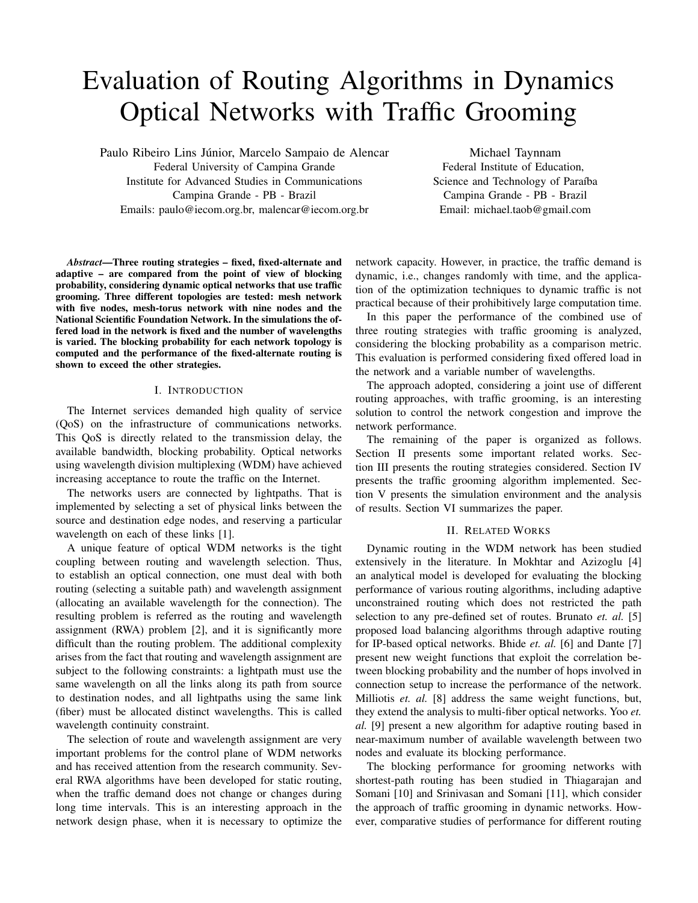# Evaluation of Routing Algorithms in Dynamics Optical Networks with Traffic Grooming

Paulo Ribeiro Lins Júnior, Marcelo Sampaio de Alencar
Federal University of Campina Grande
Institute for Advanced Studies in Communications
Campina Grande - PB - Brazil
Emails: paulo@iecom.org.br, malencar@iecom.org.br

Michael Taynnam
Federal Institute of Education,
Science and Technology of Paraíba
Campina Grande - PB - Brazil
Email: michael.taob@gmail.com

***Abstract*—Three routing strategies – fixed, fixed-alternate and adaptive – are compared from the point of view of blocking probability, considering dynamic optical networks that use traffic grooming. Three different topologies are tested: mesh network with five nodes, mesh-torus network with nine nodes and the National Scientific Foundation Network. In the simulations the offered load in the network is fixed and the number of wavelengths is varied. The blocking probability for each network topology is computed and the performance of the fixed-alternate routing is shown to exceed the other strategies.**

## I. Introduction

The Internet services demanded high quality of service (QoS) on the infrastructure of communications networks. This QoS is directly related to the transmission delay, the available bandwidth, blocking probability. Optical networks using wavelength division multiplexing (WDM) have achieved increasing acceptance to route the traffic on the Internet.

The networks users are connected by lightpaths. That is implemented by selecting a set of physical links between the source and destination edge nodes, and reserving a particular wavelength on each of these links [1].

A unique feature of optical WDM networks is the tight coupling between routing and wavelength selection. Thus, to establish an optical connection, one must deal with both routing (selecting a suitable path) and wavelength assignment (allocating an available wavelength for the connection). The resulting problem is referred as the routing and wavelength assignment (RWA) problem [2], and it is significantly more difficult than the routing problem. The additional complexity arises from the fact that routing and wavelength assignment are subject to the following constraints: a lightpath must use the same wavelength on all the links along its path from source to destination nodes, and all lightpaths using the same link (fiber) must be allocated distinct wavelengths. This is called wavelength continuity constraint.

The selection of route and wavelength assignment are very important problems for the control plane of WDM networks and has received attention from the research community. Several RWA algorithms have been developed for static routing, when the traffic demand does not change or changes during long time intervals. This is an interesting approach in the network design phase, when it is necessary to optimize the network capacity. However, in practice, the traffic demand is dynamic, i.e., changes randomly with time, and the application of the optimization techniques to dynamic traffic is not practical because of their prohibitively large computation time.

In this paper the performance of the combined use of three routing strategies with traffic grooming is analyzed, considering the blocking probability as a comparison metric. This evaluation is performed considering fixed offered load in the network and a variable number of wavelengths.

The approach adopted, considering a joint use of different routing approaches, with traffic grooming, is an interesting solution to control the network congestion and improve the network performance.

The remaining of the paper is organized as follows. Section II presents some important related works. Section III presents the routing strategies considered. Section IV presents the traffic grooming algorithm implemented. Section V presents the simulation environment and the analysis of results. Section VI summarizes the paper.

## II. Related Works

Dynamic routing in the WDM network has been studied extensively in the literature. In Mokhtar and Azizoglu [4] an analytical model is developed for evaluating the blocking performance of various routing algorithms, including adaptive unconstrained routing which does not restricted the path selection to any pre-defined set of routes. Brunato *et. al.* [5] proposed load balancing algorithms through adaptive routing for IP-based optical networks. Bhide *et. al.* [6] and Dante [7] present new weight functions that exploit the correlation between blocking probability and the number of hops involved in connection setup to increase the performance of the network. Milliotis *et. al.* [8] address the same weight functions, but, they extend the analysis to multi-fiber optical networks. Yoo *et. al.* [9] present a new algorithm for adaptive routing based in near-maximum number of available wavelength between two nodes and evaluate its blocking performance.

The blocking performance for grooming networks with shortest-path routing has been studied in Thiagarajan and Somani [10] and Srinivasan and Somani [11], which consider the approach of traffic grooming in dynamic networks. However, comparative studies of performance for different routing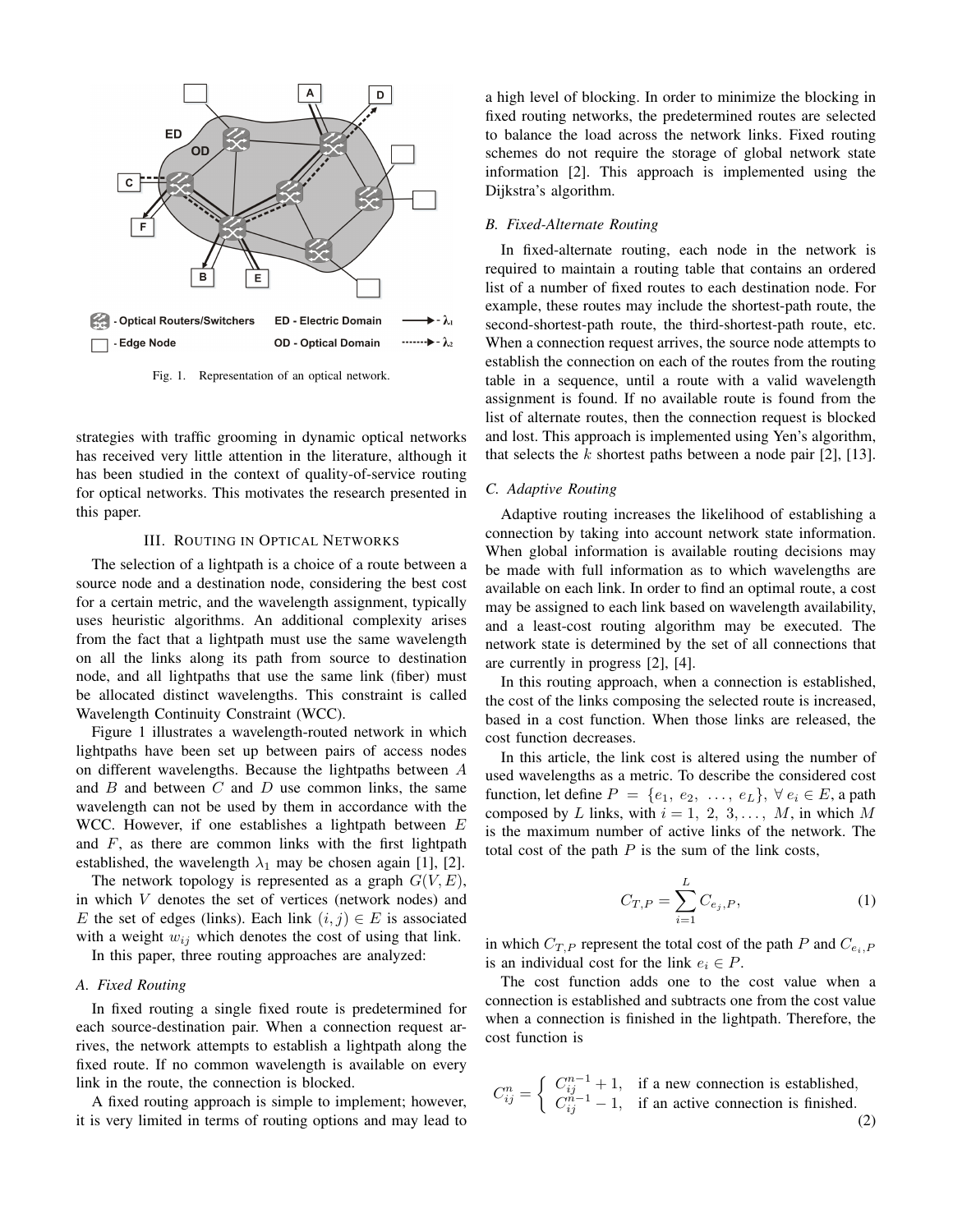Fig. 1. Representation of an optical network.

strategies with traffic grooming in dynamic optical networks has received very little attention in the literature, although it has been studied in the context of quality-of-service routing for optical networks. This motivates the research presented in this paper.

## III. Routing in Optical Networks

The selection of a lightpath is a choice of a route between a source node and a destination node, considering the best cost for a certain metric, and the wavelength assignment, typically uses heuristic algorithms. An additional complexity arises from the fact that a lightpath must use the same wavelength on all the links along its path from source to destination node, and all lightpaths that use the same link (fiber) must be allocated distinct wavelengths. This constraint is called Wavelength Continuity Constraint (WCC).

Figure 1 illustrates a wavelength-routed network in which lightpaths have been set up between pairs of access nodes on different wavelengths. Because the lightpaths between $A$ and $B$ and between $C$ and $D$ use common links, the same wavelength can not be used by them in accordance with the WCC. However, if one establishes a lightpath between $E$ and $F$, as there are common links with the first lightpath established, the wavelength $\lambda_1$ may be chosen again [1], [2].

The network topology is represented as a graph $G(V, E)$, in which $V$ denotes the set of vertices (network nodes) and $E$ the set of edges (links). Each link $(i, j) \in E$ is associated with a weight $w_{ij}$ which denotes the cost of using that link.

In this paper, three routing approaches are analyzed:

### A. Fixed Routing

In fixed routing a single fixed route is predetermined for each source-destination pair. When a connection request arrives, the network attempts to establish a lightpath along the fixed route. If no common wavelength is available on every link in the route, the connection is blocked.

A fixed routing approach is simple to implement; however, it is very limited in terms of routing options and may lead to a high level of blocking. In order to minimize the blocking in fixed routing networks, the predetermined routes are selected to balance the load across the network links. Fixed routing schemes do not require the storage of global network state information [2]. This approach is implemented using the Dijkstra's algorithm.

### B. Fixed-Alternate Routing

In fixed-alternate routing, each node in the network is required to maintain a routing table that contains an ordered list of a number of fixed routes to each destination node. For example, these routes may include the shortest-path route, the second-shortest-path route, the third-shortest-path route, etc. When a connection request arrives, the source node attempts to establish the connection on each of the routes from the routing table in a sequence, until a route with a valid wavelength assignment is found. If no available route is found from the list of alternate routes, then the connection request is blocked and lost. This approach is implemented using Yen's algorithm, that selects the $k$ shortest paths between a node pair [2], [13].

### C. Adaptive Routing

Adaptive routing increases the likelihood of establishing a connection by taking into account network state information. When global information is available routing decisions may be made with full information as to which wavelengths are available on each link. In order to find an optimal route, a cost may be assigned to each link based on wavelength availability, and a least-cost routing algorithm may be executed. The network state is determined by the set of all connections that are currently in progress [2], [4].

In this routing approach, when a connection is established, the cost of the links composing the selected route is increased, based in a cost function. When those links are released, the cost function decreases.

In this article, the link cost is altered using the number of used wavelengths as a metric. To describe the considered cost function, let define $P = \{e_1, e_2, \ldots, e_L\}$, $\forall\, e_i \in E$, a path composed by $L$ links, with $i = 1, 2, 3, \ldots, M$, in which $M$ is the maximum number of active links of the network. The total cost of the path $P$ is the sum of the link costs,

$$C_{T,P} = \sum_{i=1}^{L} C_{e_j,P}, \tag{1}$$

in which $C_{T,P}$ represent the total cost of the path $P$ and $C_{e_i,P}$ is an individual cost for the link $e_i \in P$.

The cost function adds one to the cost value when a connection is established and subtracts one from the cost value when a connection is finished in the lightpath. Therefore, the cost function is

$$C_{ij}^{n} = \begin{cases} C_{ij}^{n-1} + 1, & \text{if a new connection is established,} \\ C_{ij}^{n-1} - 1, & \text{if an active connection is finished.} \end{cases} \tag{2}$$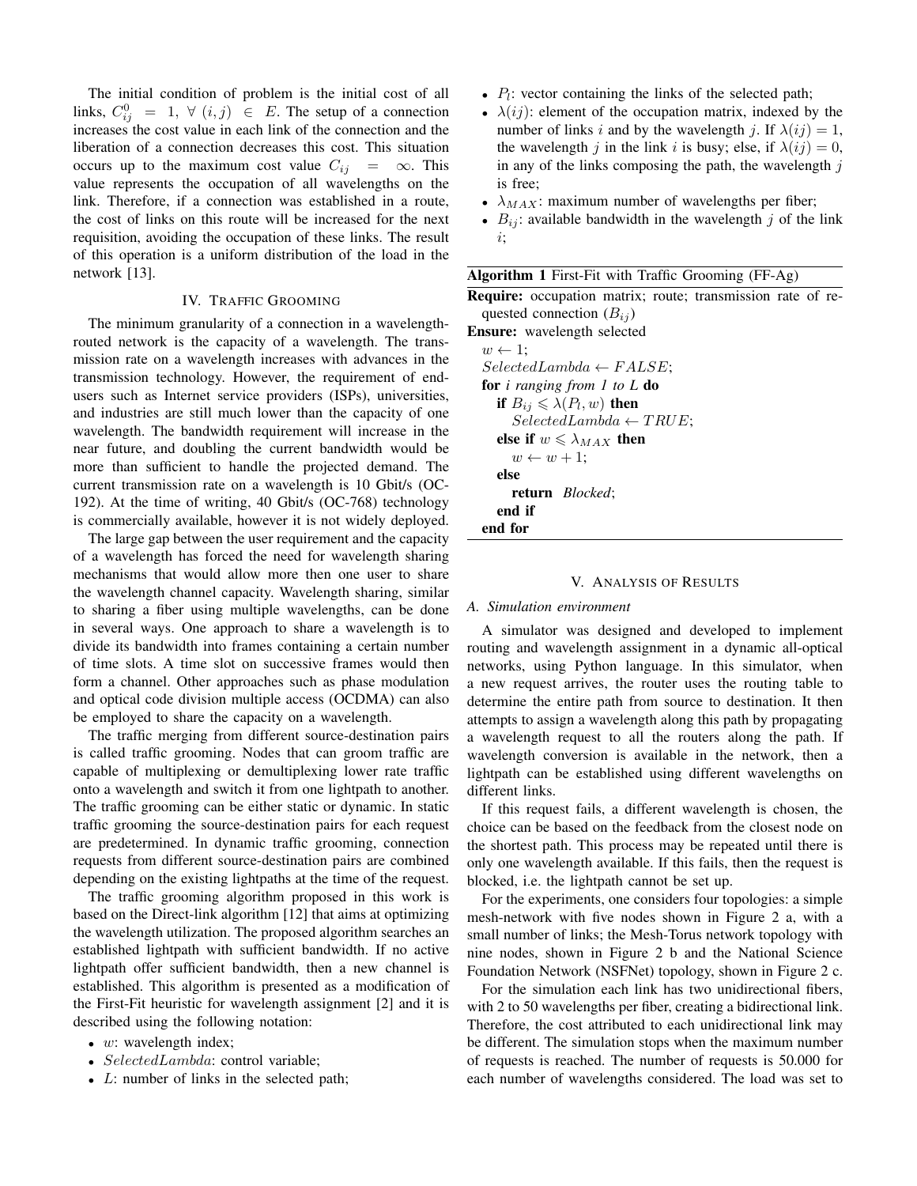The initial condition of problem is the initial cost of all links, $C^0_{ij} = 1, \forall (i,j) \in E$. The setup of a connection increases the cost value in each link of the connection and the liberation of a connection decreases this cost. This situation occurs up to the maximum cost value $C_{ij} = \infty$. This value represents the occupation of all wavelengths on the link. Therefore, if a connection was established in a route, the cost of links on this route will be increased for the next requisition, avoiding the occupation of these links. The result of this operation is a uniform distribution of the load in the network [13].

## IV. Traffic Grooming

The minimum granularity of a connection in a wavelength-routed network is the capacity of a wavelength. The transmission rate on a wavelength increases with advances in the transmission technology. However, the requirement of end-users such as Internet service providers (ISPs), universities, and industries are still much lower than the capacity of one wavelength. The bandwidth requirement will increase in the near future, and doubling the current bandwidth would be more than sufficient to handle the projected demand. The current transmission rate on a wavelength is 10 Gbit/s (OC-192). At the time of writing, 40 Gbit/s (OC-768) technology is commercially available, however it is not widely deployed.

The large gap between the user requirement and the capacity of a wavelength has forced the need for wavelength sharing mechanisms that would allow more then one user to share the wavelength channel capacity. Wavelength sharing, similar to sharing a fiber using multiple wavelengths, can be done in several ways. One approach to share a wavelength is to divide its bandwidth into frames containing a certain number of time slots. A time slot on successive frames would then form a channel. Other approaches such as phase modulation and optical code division multiple access (OCDMA) can also be employed to share the capacity on a wavelength.

The traffic merging from different source-destination pairs is called traffic grooming. Nodes that can groom traffic are capable of multiplexing or demultiplexing lower rate traffic onto a wavelength and switch it from one lightpath to another. The traffic grooming can be either static or dynamic. In static traffic grooming the source-destination pairs for each request are predetermined. In dynamic traffic grooming, connection requests from different source-destination pairs are combined depending on the existing lightpaths at the time of the request.

The traffic grooming algorithm proposed in this work is based on the Direct-link algorithm [12] that aims at optimizing the wavelength utilization. The proposed algorithm searches an established lightpath with sufficient bandwidth. If no active lightpath offer sufficient bandwidth, then a new channel is established. This algorithm is presented as a modification of the First-Fit heuristic for wavelength assignment [2] and it is described using the following notation:

- $w$: wavelength index;
- $SelectedLambda$: control variable;
- $L$: number of links in the selected path;
- $P_l$: vector containing the links of the selected path;
- $\lambda(ij)$: element of the occupation matrix, indexed by the number of links $i$ and by the wavelength $j$. If $\lambda(ij) = 1$, the wavelength $j$ in the link $i$ is busy; else, if $\lambda(ij) = 0$, in any of the links composing the path, the wavelength $j$ is free;
- $\lambda_{MAX}$: maximum number of wavelengths per fiber;
- $B_{ij}$: available bandwidth in the wavelength $j$ of the link $i$;

**Algorithm 1** First-Fit with Traffic Grooming (FF-Ag)

**Require:** occupation matrix; route; transmission rate of requested connection ($B_{ij}$)
**Ensure:** wavelength selected

```
w ← 1;
SelectedLambda ← FALSE;
for i ranging from 1 to L do
    if B_ij ⩽ λ(P_l, w) then
        SelectedLambda ← TRUE;
    else if w ⩽ λ_MAX then
        w ← w + 1;
    else
        return Blocked;
    end if
end for
```

## V. Analysis of Results

### A. Simulation environment

A simulator was designed and developed to implement routing and wavelength assignment in a dynamic all-optical networks, using Python language. In this simulator, when a new request arrives, the router uses the routing table to determine the entire path from source to destination. It then attempts to assign a wavelength along this path by propagating a wavelength request to all the routers along the path. If wavelength conversion is available in the network, then a lightpath can be established using different wavelengths on different links.

If this request fails, a different wavelength is chosen, the choice can be based on the feedback from the closest node on the shortest path. This process may be repeated until there is only one wavelength available. If this fails, then the request is blocked, i.e. the lightpath cannot be set up.

For the experiments, one considers four topologies: a simple mesh-network with five nodes shown in Figure 2 a, with a small number of links; the Mesh-Torus network topology with nine nodes, shown in Figure 2 b and the National Science Foundation Network (NSFNet) topology, shown in Figure 2 c.

For the simulation each link has two unidirectional fibers, with 2 to 50 wavelengths per fiber, creating a bidirectional link. Therefore, the cost attributed to each unidirectional link may be different. The simulation stops when the maximum number of requests is reached. The number of requests is 50.000 for each number of wavelengths considered. The load was set to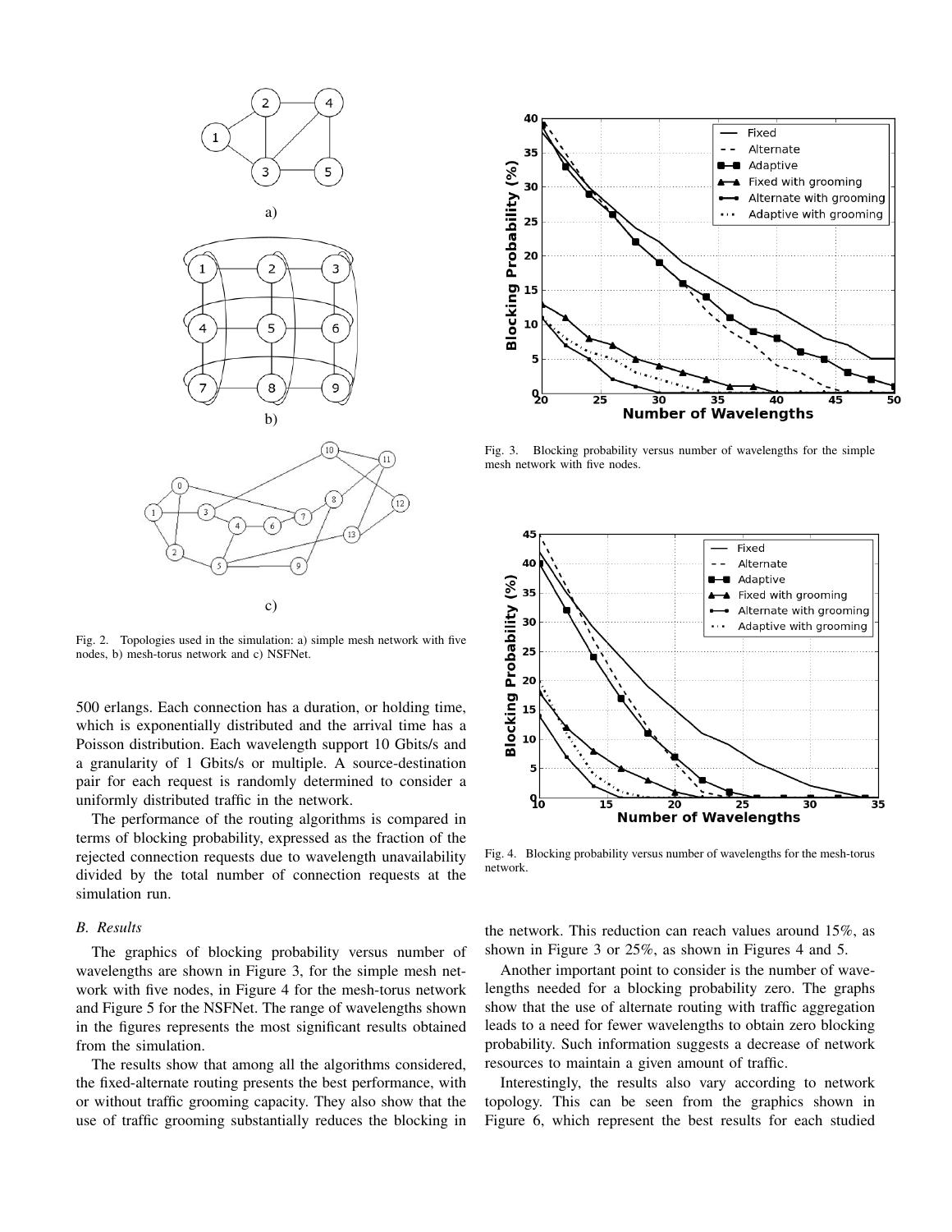Fig. 2. Topologies used in the simulation: a) simple mesh network with five nodes, b) mesh-torus network and c) NSFNet.

500 erlangs. Each connection has a duration, or holding time, which is exponentially distributed and the arrival time has a Poisson distribution. Each wavelength support 10 Gbits/s and a granularity of 1 Gbits/s or multiple. A source-destination pair for each request is randomly determined to consider a uniformly distributed traffic in the network.

The performance of the routing algorithms is compared in terms of blocking probability, expressed as the fraction of the rejected connection requests due to wavelength unavailability divided by the total number of connection requests at the simulation run.

### B. Results

The graphics of blocking probability versus number of wavelengths are shown in Figure 3, for the simple mesh network with five nodes, in Figure 4 for the mesh-torus network and Figure 5 for the NSFNet. The range of wavelengths shown in the figures represents the most significant results obtained from the simulation.

The results show that among all the algorithms considered, the fixed-alternate routing presents the best performance, with or without traffic grooming capacity. They also show that the use of traffic grooming substantially reduces the blocking in the network. This reduction can reach values around 15%, as shown in Figure 3 or 25%, as shown in Figures 4 and 5.

Another important point to consider is the number of wavelengths needed for a blocking probability zero. The graphs show that the use of alternate routing with traffic aggregation leads to a need for fewer wavelengths to obtain zero blocking probability. Such information suggests a decrease of network resources to maintain a given amount of traffic.

Interestingly, the results also vary according to network topology. This can be seen from the graphics shown in Figure 6, which represent the best results for each studied

Fig. 3. Blocking probability versus number of wavelengths for the simple mesh network with five nodes.

Fig. 4. Blocking probability versus number of wavelengths for the mesh-torus network.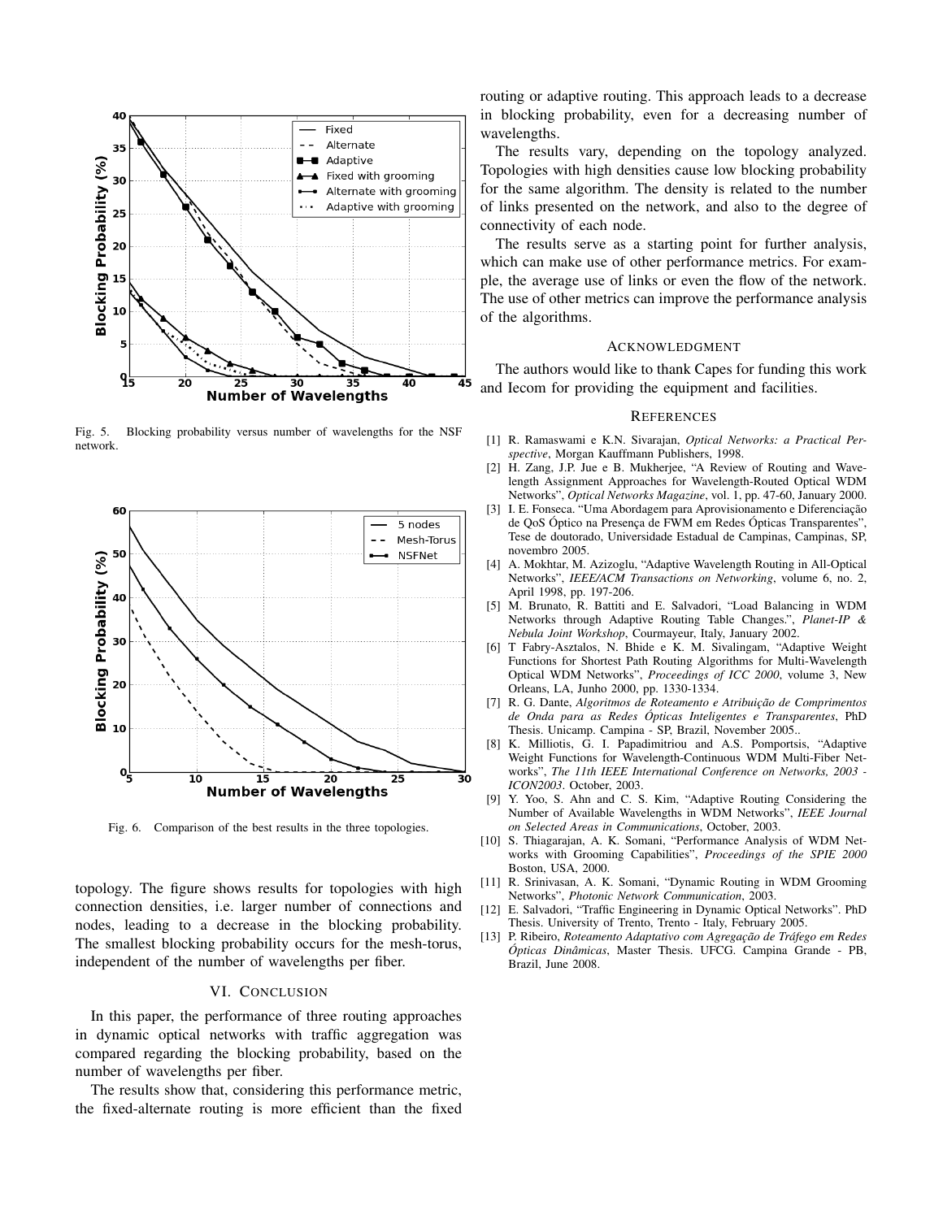Blocking Probability (%)

40, 35, 30, 25, 20, 15, 10, 5, 0

15, 20, 25, 30, 35, 40, 45

Number of Wavelengths

Fixed
Alternate
Adaptive
Fixed with grooming
Alternate with grooming
Adaptive with grooming

Fig. 5. Blocking probability versus number of wavelengths for the NSF network.

Blocking Probability (%)

60, 50, 40, 30, 20, 10, 0

5, 10, 15, 20, 25, 30

Number of Wavelengths

5 nodes
Mesh-Torus
NSFNet

Fig. 6. Comparison of the best results in the three topologies.

topology. The figure shows results for topologies with high connection densities, i.e. larger number of connections and nodes, leading to a decrease in the blocking probability. The smallest blocking probability occurs for the mesh-torus, independent of the number of wavelengths per fiber.

## VI. Conclusion

In this paper, the performance of three routing approaches in dynamic optical networks with traffic aggregation was compared regarding the blocking probability, based on the number of wavelengths per fiber.

The results show that, considering this performance metric, the fixed-alternate routing is more efficient than the fixed routing or adaptive routing. This approach leads to a decrease in blocking probability, even for a decreasing number of wavelengths.

The results vary, depending on the topology analyzed. Topologies with high densities cause low blocking probability for the same algorithm. The density is related to the number of links presented on the network, and also to the degree of connectivity of each node.

The results serve as a starting point for further analysis, which can make use of other performance metrics. For example, the average use of links or even the flow of the network. The use of other metrics can improve the performance analysis of the algorithms.

## Acknowledgment

The authors would like to thank Capes for funding this work and Iecom for providing the equipment and facilities.

## References

[1] R. Ramaswami e K.N. Sivarajan, *Optical Networks: a Practical Perspective*, Morgan Kauffmann Publishers, 1998.

[2] H. Zang, J.P. Jue e B. Mukherjee, "A Review of Routing and Wavelength Assignment Approaches for Wavelength-Routed Optical WDM Networks", *Optical Networks Magazine*, vol. 1, pp. 47-60, January 2000.

[3] I. E. Fonseca. "Uma Abordagem para Aprovisionamento e Diferenciação de QoS Óptico na Presença de FWM em Redes Ópticas Transparentes", Tese de doutorado, Universidade Estadual de Campinas, Campinas, SP, novembro 2005.

[4] A. Mokhtar, M. Azizoglu, "Adaptive Wavelength Routing in All-Optical Networks", *IEEE/ACM Transactions on Networking*, volume 6, no. 2, April 1998, pp. 197-206.

[5] M. Brunato, R. Battiti and E. Salvadori, "Load Balancing in WDM Networks through Adaptive Routing Table Changes.", *Planet-IP & Nebula Joint Workshop*, Courmayeur, Italy, January 2002.

[6] T Fabry-Asztalos, N. Bhide e K. M. Sivalingam, "Adaptive Weight Functions for Shortest Path Routing Algorithms for Multi-Wavelength Optical WDM Networks", *Proceedings of ICC 2000*, volume 3, New Orleans, LA, Junho 2000, pp. 1330-1334.

[7] R. G. Dante, *Algoritmos de Roteamento e Atribuição de Comprimentos de Onda para as Redes Ópticas Inteligentes e Transparentes*, PhD Thesis. Unicamp. Campina - SP, Brazil, November 2005..

[8] K. Milliotis, G. I. Papadimitriou and A.S. Pomportsis, "Adaptive Weight Functions for Wavelength-Continuous WDM Multi-Fiber Networks", *The 11th IEEE International Conference on Networks, 2003 - ICON2003*. October, 2003.

[9] Y. Yoo, S. Ahn and C. S. Kim, "Adaptive Routing Considering the Number of Available Wavelengths in WDM Networks", *IEEE Journal on Selected Areas in Communications*, October, 2003.

[10] S. Thiagarajan, A. K. Somani, "Performance Analysis of WDM Networks with Grooming Capabilities", *Proceedings of the SPIE 2000* Boston, USA, 2000.

[11] R. Srinivasan, A. K. Somani, "Dynamic Routing in WDM Grooming Networks", *Photonic Network Communication*, 2003.

[12] E. Salvadori, "Traffic Engineering in Dynamic Optical Networks". PhD Thesis. University of Trento, Trento - Italy, February 2005.

[13] P. Ribeiro, *Roteamento Adaptativo com Agregação de Tráfego em Redes Ópticas Dinâmicas*, Master Thesis. UFCG. Campina Grande - PB, Brazil, June 2008.